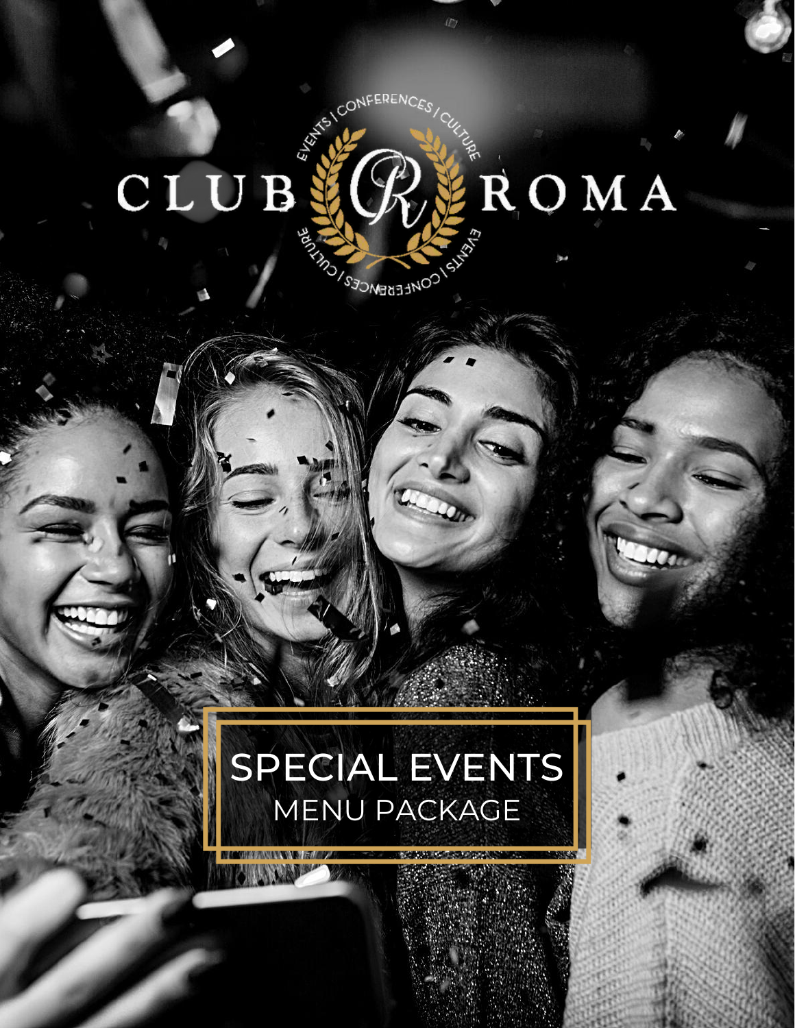# CLUB ROMA

EVENTS | CONFERENCES | CULTURE

## SPECIAL EVENTS
MENU PACKAGE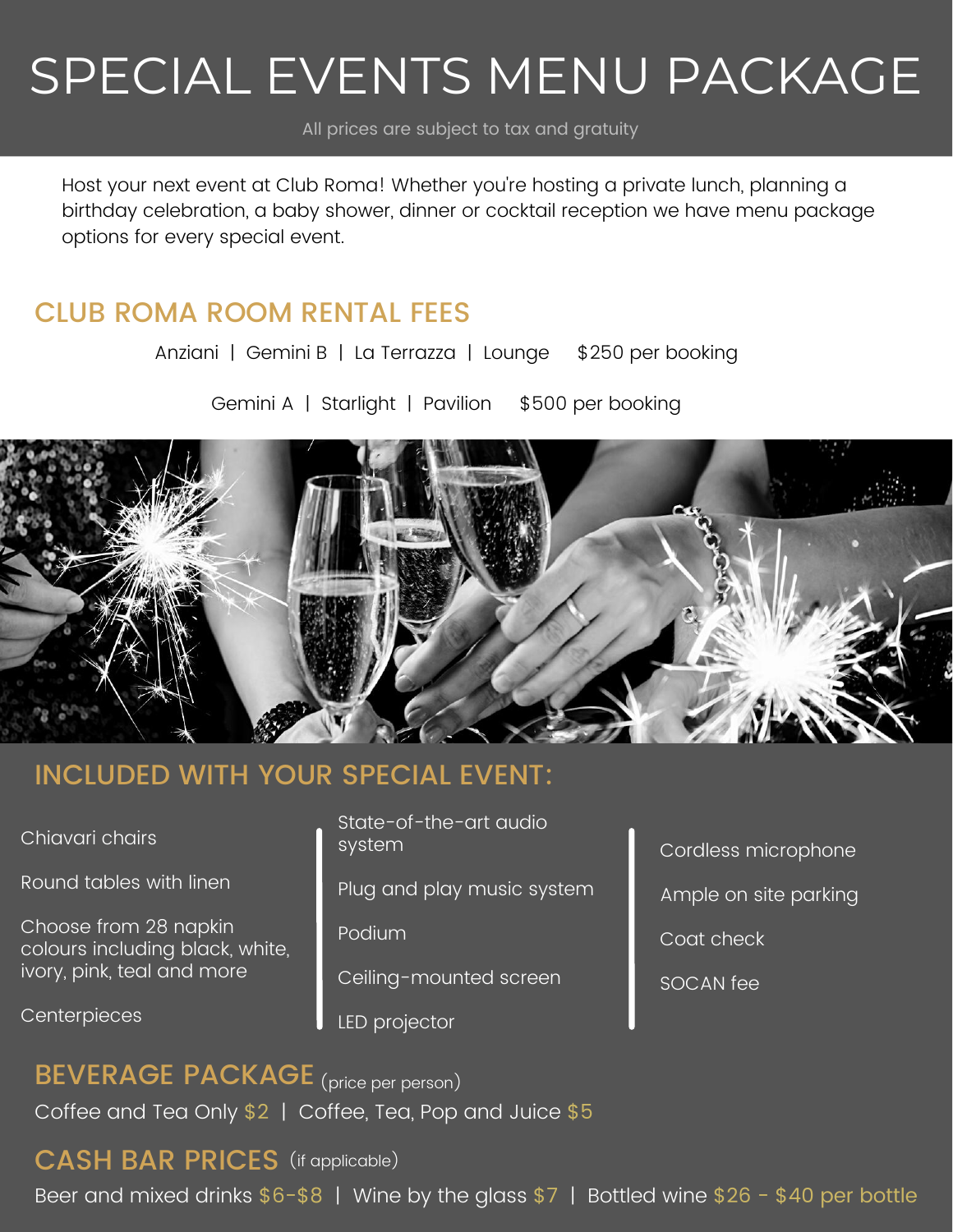# SPECIAL EVENTS MENU PACKAGE

All prices are subject to tax and gratuity

Host your next event at Club Roma! Whether you're hosting a private lunch, planning a birthday celebration, a baby shower, dinner or cocktail reception we have menu package options for every special event.

## CLUB ROMA ROOM RENTAL FEES

Anziani | Gemini B | La Terrazza | Lounge    $250 per booking

Gemini A | Starlight | Pavilion    $500 per booking

## INCLUDED WITH YOUR SPECIAL EVENT:

- Chiavari chairs
- Round tables with linen
- Choose from 28 napkin colours including black, white, ivory, pink, teal and more
- Centerpieces
- State-of-the-art audio system
- Plug and play music system
- Podium
- Ceiling-mounted screen
- LED projector
- Cordless microphone
- Ample on site parking
- Coat check
- SOCAN fee

## BEVERAGE PACKAGE (price per person)

Coffee and Tea Only $2 | Coffee, Tea, Pop and Juice $5

## CASH BAR PRICES (if applicable)

Beer and mixed drinks $6-$8 | Wine by the glass $7 | Bottled wine $26 - $40 per bottle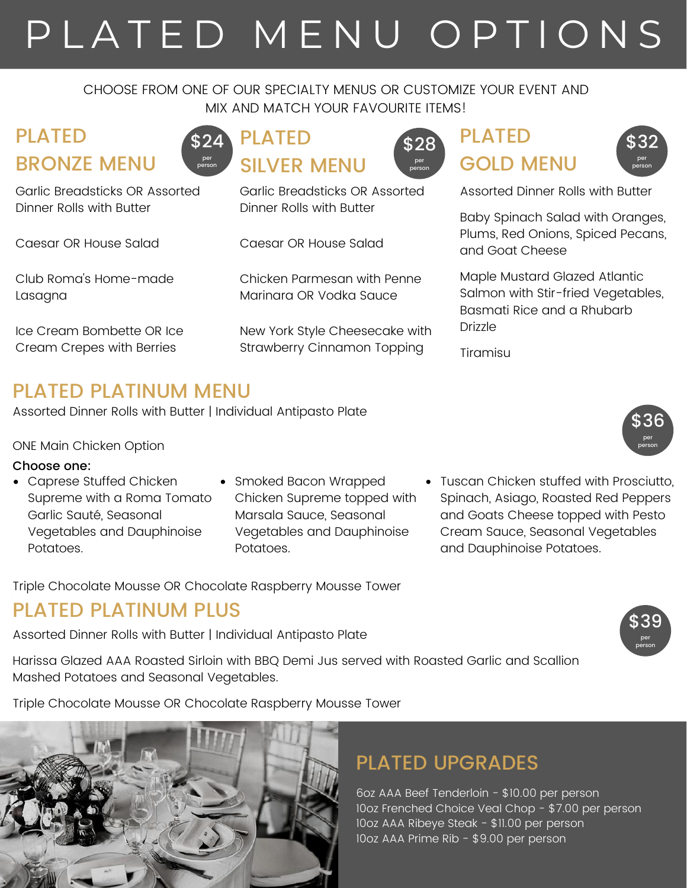# PLATED MENU OPTIONS

CHOOSE FROM ONE OF OUR SPECIALTY MENUS OR CUSTOMIZE YOUR EVENT AND MIX AND MATCH YOUR FAVOURITE ITEMS!

## PLATED BRONZE MENU

**$24 per person**

Garlic Breadsticks OR Assorted Dinner Rolls with Butter

Caesar OR House Salad

Club Roma's Home-made Lasagna

Ice Cream Bombette OR Ice Cream Crepes with Berries

## PLATED SILVER MENU

**$28 per person**

Garlic Breadsticks OR Assorted Dinner Rolls with Butter

Caesar OR House Salad

Chicken Parmesan with Penne Marinara OR Vodka Sauce

New York Style Cheesecake with Strawberry Cinnamon Topping

## PLATED GOLD MENU

**$32 per person**

Assorted Dinner Rolls with Butter

Baby Spinach Salad with Oranges, Plums, Red Onions, Spiced Pecans, and Goat Cheese

Maple Mustard Glazed Atlantic Salmon with Stir-fried Vegetables, Basmati Rice and a Rhubarb Drizzle

Tiramisu

## PLATED PLATINUM MENU

**$36 per person**

Assorted Dinner Rolls with Butter | Individual Antipasto Plate

ONE Main Chicken Option

**Choose one:**

- Caprese Stuffed Chicken Supreme with a Roma Tomato Garlic Sauté, Seasonal Vegetables and Dauphinoise Potatoes.
- Smoked Bacon Wrapped Chicken Supreme topped with Marsala Sauce, Seasonal Vegetables and Dauphinoise Potatoes.
- Tuscan Chicken stuffed with Prosciutto, Spinach, Asiago, Roasted Red Peppers and Goats Cheese topped with Pesto Cream Sauce, Seasonal Vegetables and Dauphinoise Potatoes.

Triple Chocolate Mousse OR Chocolate Raspberry Mousse Tower

## PLATED PLATINUM PLUS

**$39 per person**

Assorted Dinner Rolls with Butter | Individual Antipasto Plate

Harissa Glazed AAA Roasted Sirloin with BBQ Demi Jus served with Roasted Garlic and Scallion Mashed Potatoes and Seasonal Vegetables.

Triple Chocolate Mousse OR Chocolate Raspberry Mousse Tower

## PLATED UPGRADES

6oz AAA Beef Tenderloin - $10.00 per person
10oz Frenched Choice Veal Chop - $7.00 per person
10oz AAA Ribeye Steak - $11.00 per person
10oz AAA Prime Rib - $9.00 per person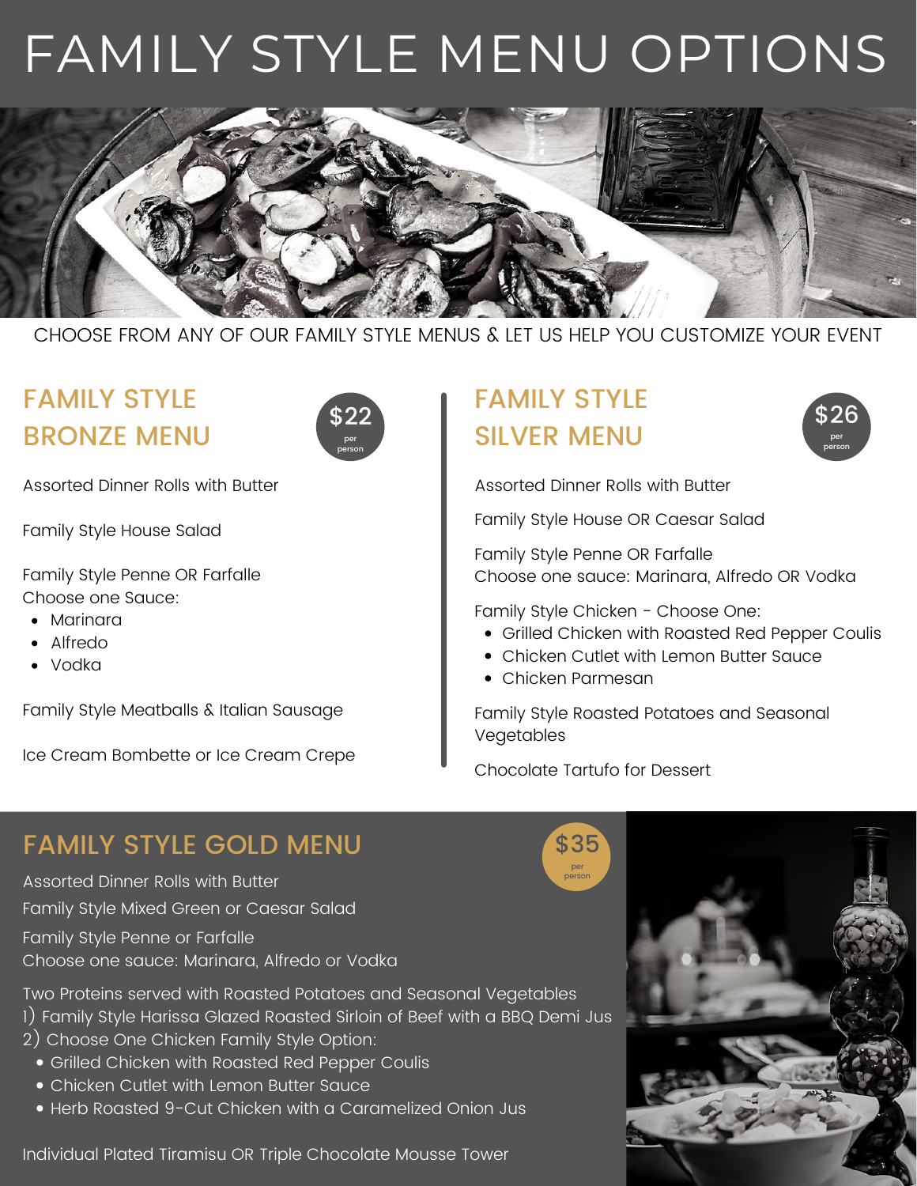# FAMILY STYLE MENU OPTIONS

CHOOSE FROM ANY OF OUR FAMILY STYLE MENUS & LET US HELP YOU CUSTOMIZE YOUR EVENT

## FAMILY STYLE BRONZE MENU

$22 per person

Assorted Dinner Rolls with Butter

Family Style House Salad

Family Style Penne OR Farfalle
Choose one Sauce:

- Marinara
- Alfredo
- Vodka

Family Style Meatballs & Italian Sausage

Ice Cream Bombette or Ice Cream Crepe

## FAMILY STYLE SILVER MENU

$26 per person

Assorted Dinner Rolls with Butter

Family Style House OR Caesar Salad

Family Style Penne OR Farfalle
Choose one sauce: Marinara, Alfredo OR Vodka

Family Style Chicken - Choose One:

- Grilled Chicken with Roasted Red Pepper Coulis
- Chicken Cutlet with Lemon Butter Sauce
- Chicken Parmesan

Family Style Roasted Potatoes and Seasonal Vegetables

Chocolate Tartufo for Dessert

## FAMILY STYLE GOLD MENU

$35 per person

Assorted Dinner Rolls with Butter

Family Style Mixed Green or Caesar Salad

Family Style Penne or Farfalle
Choose one sauce: Marinara, Alfredo or Vodka

Two Proteins served with Roasted Potatoes and Seasonal Vegetables
1) Family Style Harissa Glazed Roasted Sirloin of Beef with a BBQ Demi Jus
2) Choose One Chicken Family Style Option:

- Grilled Chicken with Roasted Red Pepper Coulis
- Chicken Cutlet with Lemon Butter Sauce
- Herb Roasted 9-Cut Chicken with a Caramelized Onion Jus

Individual Plated Tiramisu OR Triple Chocolate Mousse Tower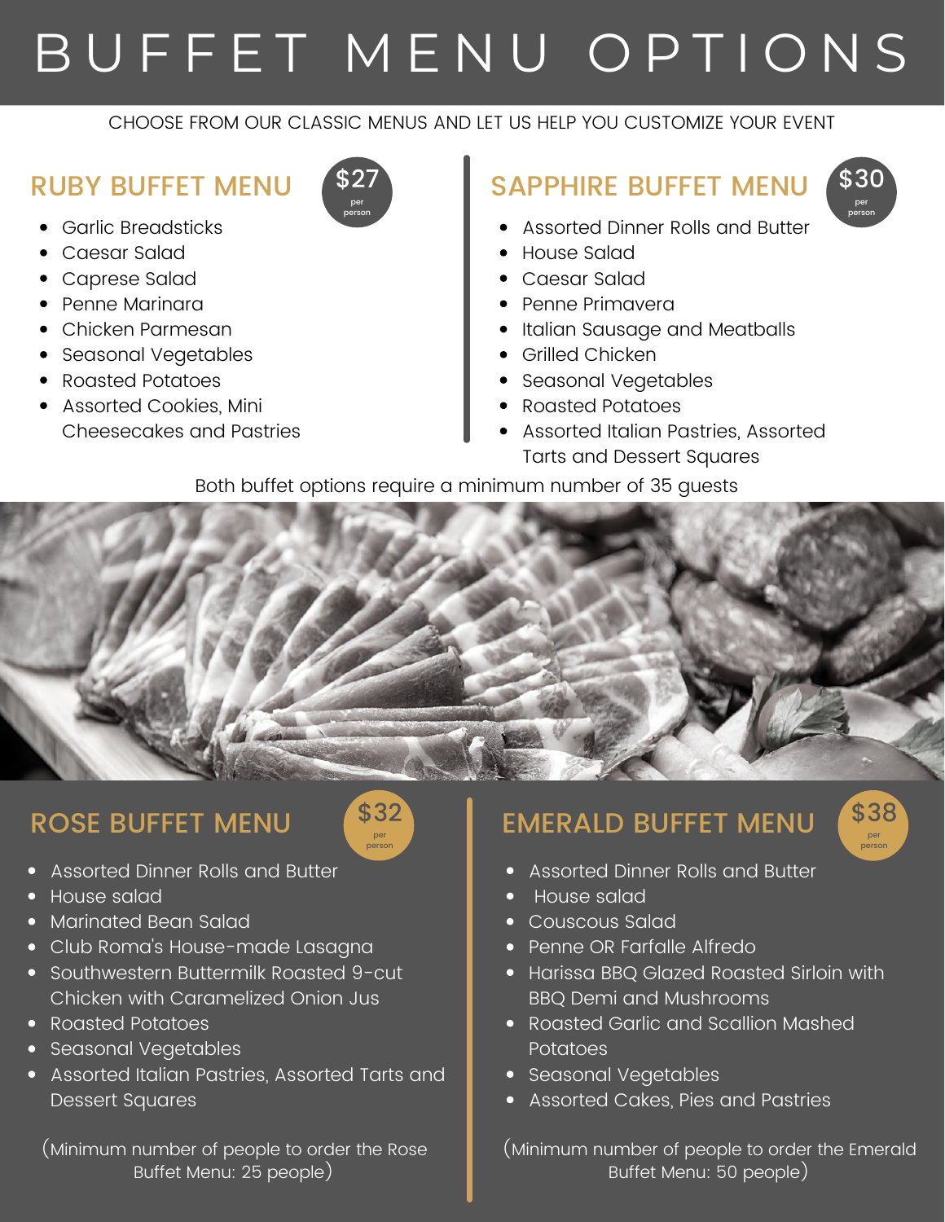# BUFFET MENU OPTIONS

CHOOSE FROM OUR CLASSIC MENUS AND LET US HELP YOU CUSTOMIZE YOUR EVENT

## RUBY BUFFET MENU

$27 per person

- Garlic Breadsticks
- Caesar Salad
- Caprese Salad
- Penne Marinara
- Chicken Parmesan
- Seasonal Vegetables
- Roasted Potatoes
- Assorted Cookies, Mini Cheesecakes and Pastries

## SAPPHIRE BUFFET MENU

$30 per person

- Assorted Dinner Rolls and Butter
- House Salad
- Caesar Salad
- Penne Primavera
- Italian Sausage and Meatballs
- Grilled Chicken
- Seasonal Vegetables
- Roasted Potatoes
- Assorted Italian Pastries, Assorted Tarts and Dessert Squares

Both buffet options require a minimum number of 35 guests

## ROSE BUFFET MENU

$32 per person

- Assorted Dinner Rolls and Butter
- House salad
- Marinated Bean Salad
- Club Roma's House-made Lasagna
- Southwestern Buttermilk Roasted 9-cut Chicken with Caramelized Onion Jus
- Roasted Potatoes
- Seasonal Vegetables
- Assorted Italian Pastries, Assorted Tarts and Dessert Squares

(Minimum number of people to order the Rose Buffet Menu: 25 people)

## EMERALD BUFFET MENU

$38 per person

- Assorted Dinner Rolls and Butter
- House salad
- Couscous Salad
- Penne OR Farfalle Alfredo
- Harissa BBQ Glazed Roasted Sirloin with BBQ Demi and Mushrooms
- Roasted Garlic and Scallion Mashed Potatoes
- Seasonal Vegetables
- Assorted Cakes, Pies and Pastries

(Minimum number of people to order the Emerald Buffet Menu: 50 people)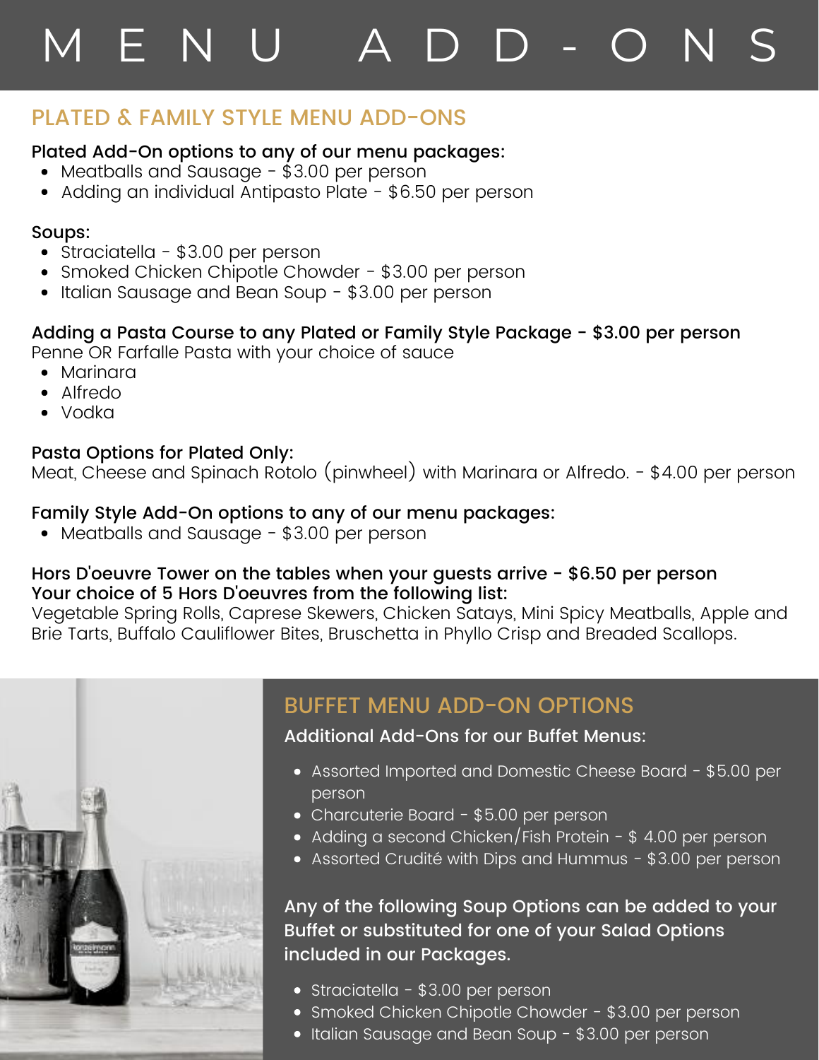# MENU ADD-ONS

## PLATED & FAMILY STYLE MENU ADD-ONS

**Plated Add-On options to any of our menu packages:**

- Meatballs and Sausage - $3.00 per person
- Adding an individual Antipasto Plate - $6.50 per person

**Soups:**

- Straciatella - $3.00 per person
- Smoked Chicken Chipotle Chowder - $3.00 per person
- Italian Sausage and Bean Soup - $3.00 per person

**Adding a Pasta Course to any Plated or Family Style Package - $3.00 per person**

Penne OR Farfalle Pasta with your choice of sauce

- Marinara
- Alfredo
- Vodka

**Pasta Options for Plated Only:**

Meat, Cheese and Spinach Rotolo (pinwheel) with Marinara or Alfredo. - $4.00 per person

**Family Style Add-On options to any of our menu packages:**

- Meatballs and Sausage - $3.00 per person

**Hors D'oeuvre Tower on the tables when your guests arrive - $6.50 per person**
**Your choice of 5 Hors D'oeuvres from the following list:**

Vegetable Spring Rolls, Caprese Skewers, Chicken Satays, Mini Spicy Meatballs, Apple and Brie Tarts, Buffalo Cauliflower Bites, Bruschetta in Phyllo Crisp and Breaded Scallops.

## BUFFET MENU ADD-ON OPTIONS

**Additional Add-Ons for our Buffet Menus:**

- Assorted Imported and Domestic Cheese Board - $5.00 per person
- Charcuterie Board - $5.00 per person
- Adding a second Chicken/Fish Protein - $ 4.00 per person
- Assorted Crudité with Dips and Hummus - $3.00 per person

**Any of the following Soup Options can be added to your Buffet or substituted for one of your Salad Options included in our Packages.**

- Straciatella - $3.00 per person
- Smoked Chicken Chipotle Chowder - $3.00 per person
- Italian Sausage and Bean Soup - $3.00 per person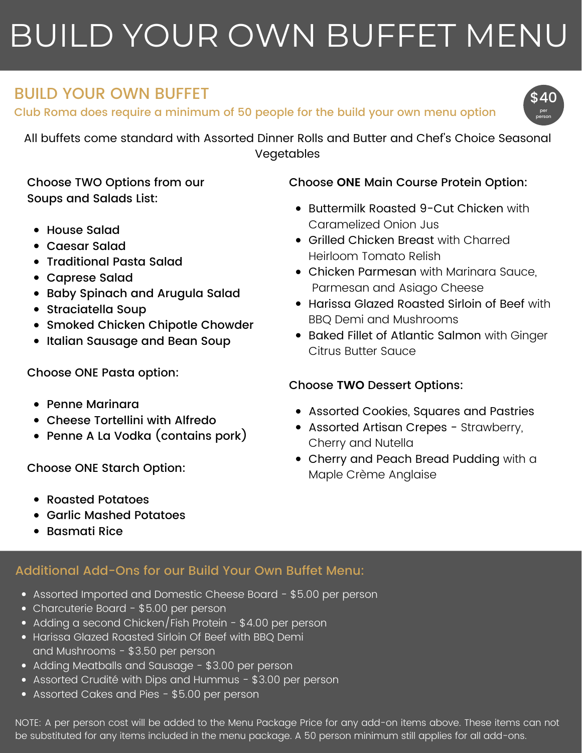# BUILD YOUR OWN BUFFET MENU

## BUILD YOUR OWN BUFFET

Club Roma does require a minimum of 50 people for the build your own menu option

$40 per person

All buffets come standard with Assorted Dinner Rolls and Butter and Chef's Choice Seasonal Vegetables

### Choose TWO Options from our Soups and Salads List:

- House Salad
- Caesar Salad
- Traditional Pasta Salad
- Caprese Salad
- Baby Spinach and Arugula Salad
- Straciatella Soup
- Smoked Chicken Chipotle Chowder
- Italian Sausage and Bean Soup

### Choose ONE Pasta option:

- Penne Marinara
- Cheese Tortellini with Alfredo
- Penne A La Vodka (contains pork)

### Choose ONE Starch Option:

- Roasted Potatoes
- Garlic Mashed Potatoes
- Basmati Rice

### Choose **ONE** Main Course Protein Option:

- Buttermilk Roasted 9-Cut Chicken with Caramelized Onion Jus
- Grilled Chicken Breast with Charred Heirloom Tomato Relish
- Chicken Parmesan with Marinara Sauce, Parmesan and Asiago Cheese
- Harissa Glazed Roasted Sirloin of Beef with BBQ Demi and Mushrooms
- Baked Fillet of Atlantic Salmon with Ginger Citrus Butter Sauce

### Choose **TWO** Dessert Options:

- Assorted Cookies, Squares and Pastries
- Assorted Artisan Crepes - Strawberry, Cherry and Nutella
- Cherry and Peach Bread Pudding with a Maple Crème Anglaise

## Additional Add-Ons for our Build Your Own Buffet Menu:

- Assorted Imported and Domestic Cheese Board - $5.00 per person
- Charcuterie Board - $5.00 per person
- Adding a second Chicken/Fish Protein - $4.00 per person
- Harissa Glazed Roasted Sirloin Of Beef with BBQ Demi and Mushrooms - $3.50 per person
- Adding Meatballs and Sausage - $3.00 per person
- Assorted Crudité with Dips and Hummus - $3.00 per person
- Assorted Cakes and Pies - $5.00 per person

NOTE: A per person cost will be added to the Menu Package Price for any add-on items above. These items can not be substituted for any items included in the menu package. A 50 person minimum still applies for all add-ons.